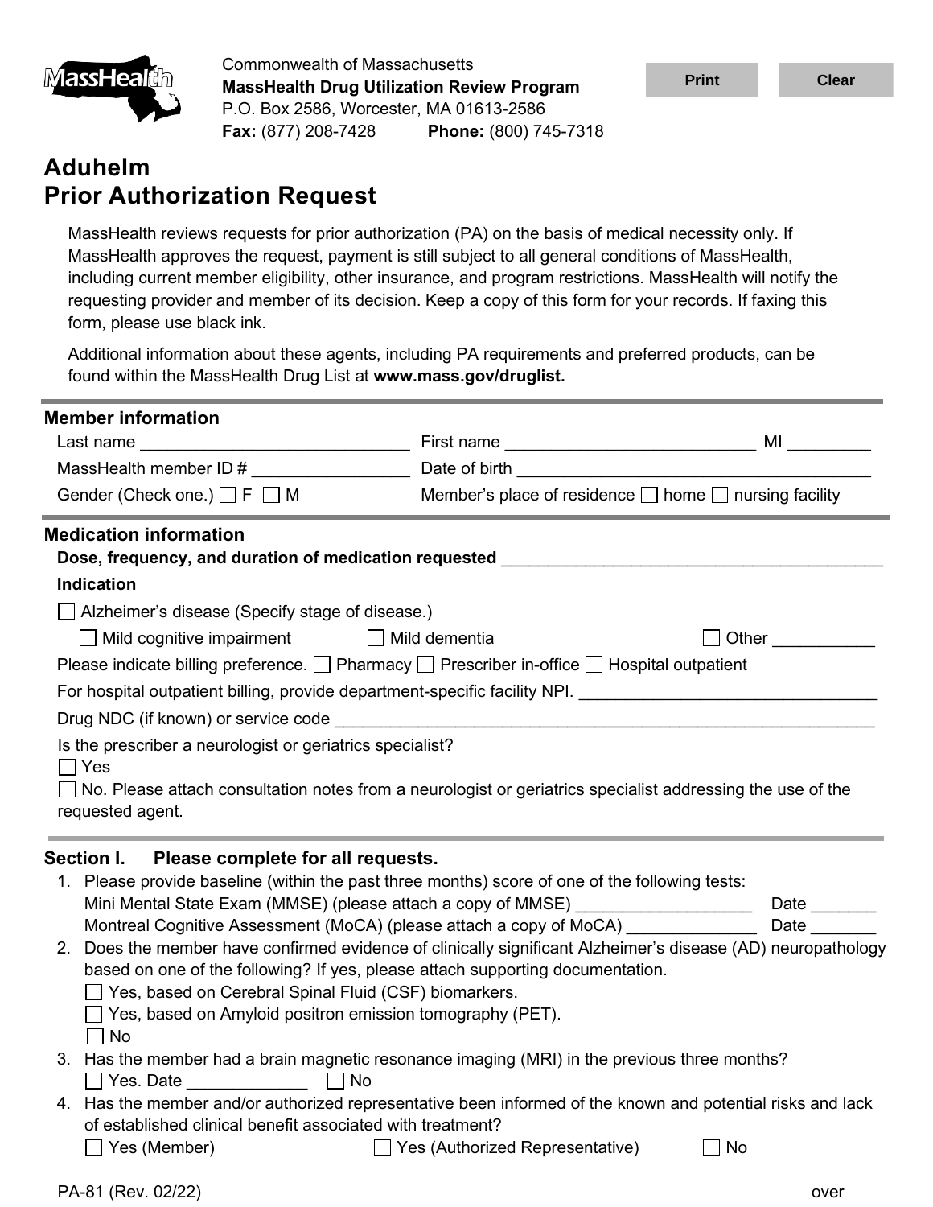Commonwealth of Massachusetts
**MassHealth Drug Utilization Review Program**
P.O. Box 2586, Worcester, MA 01613-2586
**Fax:** (877) 208-7428 **Phone:** (800) 745-7318

# Aduhelm
# Prior Authorization Request

MassHealth reviews requests for prior authorization (PA) on the basis of medical necessity only. If MassHealth approves the request, payment is still subject to all general conditions of MassHealth, including current member eligibility, other insurance, and program restrictions. MassHealth will notify the requesting provider and member of its decision. Keep a copy of this form for your records. If faxing this form, please use black ink.

Additional information about these agents, including PA requirements and preferred products, can be found within the MassHealth Drug List at **www.mass.gov/druglist.**

## Member information

Last name ____________________________ First name ___________________________ MI _________

MassHealth member ID # ________________ Date of birth ______________________________________

Gender (Check one.) ☐ F ☐ M Member's place of residence ☐ home ☐ nursing facility

## Medication information

**Dose, frequency, and duration of medication requested** ________________________________________

**Indication**

☐ Alzheimer's disease (Specify stage of disease.)

☐ Mild cognitive impairment ☐ Mild dementia ☐ Other ___________

Please indicate billing preference. ☐ Pharmacy ☐ Prescriber in-office ☐ Hospital outpatient

For hospital outpatient billing, provide department-specific facility NPI. ________________________________

Drug NDC (if known) or service code ____________________________________________________________

Is the prescriber a neurologist or geriatrics specialist?

☐ Yes

☐ No. Please attach consultation notes from a neurologist or geriatrics specialist addressing the use of the requested agent.

## Section I. Please complete for all requests.

1. Please provide baseline (within the past three months) score of one of the following tests:
   Mini Mental State Exam (MMSE) (please attach a copy of MMSE) ___________________ Date _______
   Montreal Cognitive Assessment (MoCA) (please attach a copy of MoCA) ______________ Date _______
2. Does the member have confirmed evidence of clinically significant Alzheimer's disease (AD) neuropathology based on one of the following? If yes, please attach supporting documentation.
   ☐ Yes, based on Cerebral Spinal Fluid (CSF) biomarkers.
   ☐ Yes, based on Amyloid positron emission tomography (PET).
   ☐ No
3. Has the member had a brain magnetic resonance imaging (MRI) in the previous three months?
   ☐ Yes. Date _____________ ☐ No
4. Has the member and/or authorized representative been informed of the known and potential risks and lack of established clinical benefit associated with treatment?
   ☐ Yes (Member) ☐ Yes (Authorized Representative) ☐ No

PA-81 (Rev. 02/22) over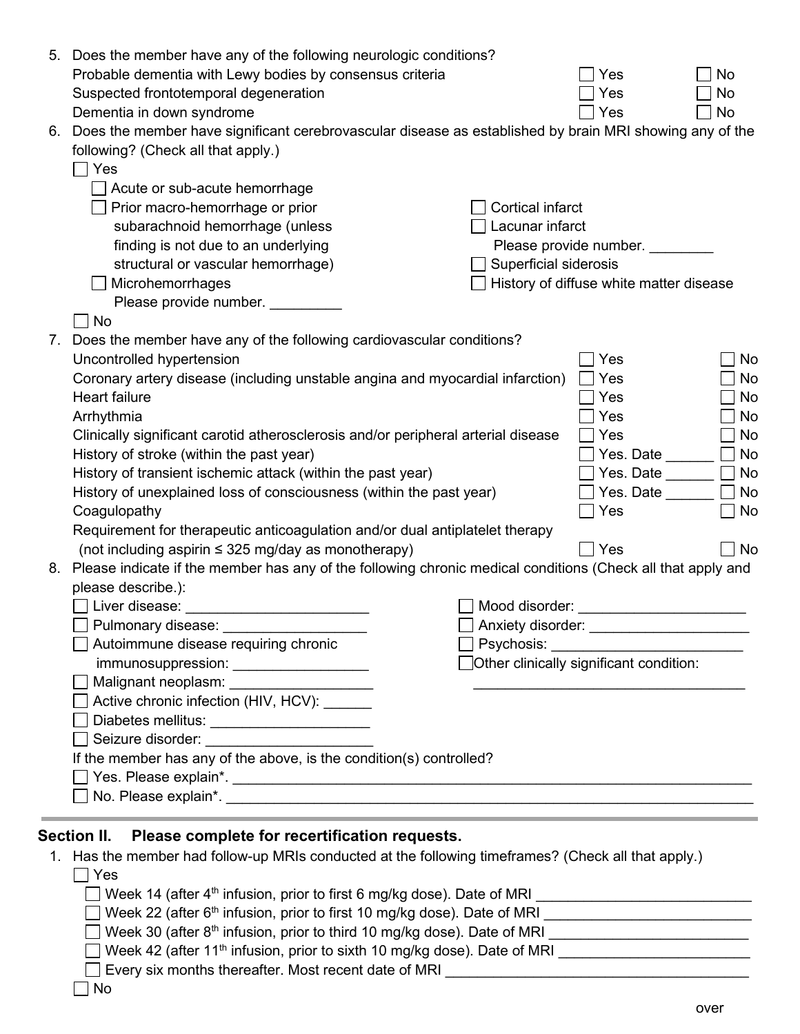5. Does the member have any of the following neurologic conditions?

| | | |
|---|---|---|
| Probable dementia with Lewy bodies by consensus criteria | ☐ Yes | ☐ No |
| Suspected frontotemporal degeneration | ☐ Yes | ☐ No |
| Dementia in down syndrome | ☐ Yes | ☐ No |

6. Does the member have significant cerebrovascular disease as established by brain MRI showing any of the following? (Check all that apply.)
   - ☐ Yes
     - ☐ Acute or sub-acute hemorrhage
     - ☐ Prior macro-hemorrhage or prior subarachnoid hemorrhage (unless finding is not due to an underlying structural or vascular hemorrhage)
     - ☐ Microhemorrhages
       Please provide number. _________
     - ☐ Cortical infarct
     - ☐ Lacunar infarct
       Please provide number. ________
     - ☐ Superficial siderosis
     - ☐ History of diffuse white matter disease
   - ☐ No

7. Does the member have any of the following cardiovascular conditions?

| | | |
|---|---|---|
| Uncontrolled hypertension | ☐ Yes | ☐ No |
| Coronary artery disease (including unstable angina and myocardial infarction) | ☐ Yes | ☐ No |
| Heart failure | ☐ Yes | ☐ No |
| Arrhythmia | ☐ Yes | ☐ No |
| Clinically significant carotid atherosclerosis and/or peripheral arterial disease | ☐ Yes | ☐ No |
| History of stroke (within the past year) | ☐ Yes. Date ______ | ☐ No |
| History of transient ischemic attack (within the past year) | ☐ Yes. Date ______ | ☐ No |
| History of unexplained loss of consciousness (within the past year) | ☐ Yes. Date ______ | ☐ No |
| Coagulopathy | ☐ Yes | ☐ No |
| Requirement for therapeutic anticoagulation and/or dual antiplatelet therapy (not including aspirin ≤ 325 mg/day as monotherapy) | ☐ Yes | ☐ No |

8. Please indicate if the member has any of the following chronic medical conditions (Check all that apply and please describe.):
   - ☐ Liver disease: _______________________
   - ☐ Pulmonary disease: _________________
   - ☐ Autoimmune disease requiring chronic immunosuppression: ________________
   - ☐ Malignant neoplasm: _________________
   - ☐ Active chronic infection (HIV, HCV): ______
   - ☐ Diabetes mellitus: ____________________
   - ☐ Seizure disorder: _____________________
   - ☐ Mood disorder: _____________________
   - ☐ Anxiety disorder: ____________________
   - ☐ Psychosis: ________________________
   - ☐ Other clinically significant condition: ___________________________________

   If the member has any of the above, is the condition(s) controlled?
   - ☐ Yes. Please explain*. ______________________________________________________________________
   - ☐ No. Please explain*. _______________________________________________________________________

## Section II. Please complete for recertification requests.

1. Has the member had follow-up MRIs conducted at the following timeframes? (Check all that apply.)
   - ☐ Yes
     - ☐ Week 14 (after 4th infusion, prior to first 6 mg/kg dose). Date of MRI ___________________________
     - ☐ Week 22 (after 6th infusion, prior to first 10 mg/kg dose). Date of MRI __________________________
     - ☐ Week 30 (after 8th infusion, prior to third 10 mg/kg dose). Date of MRI _________________________
     - ☐ Week 42 (after 11th infusion, prior to sixth 10 mg/kg dose). Date of MRI ________________________
     - ☐ Every six months thereafter. Most recent date of MRI _______________________________________
   - ☐ No

over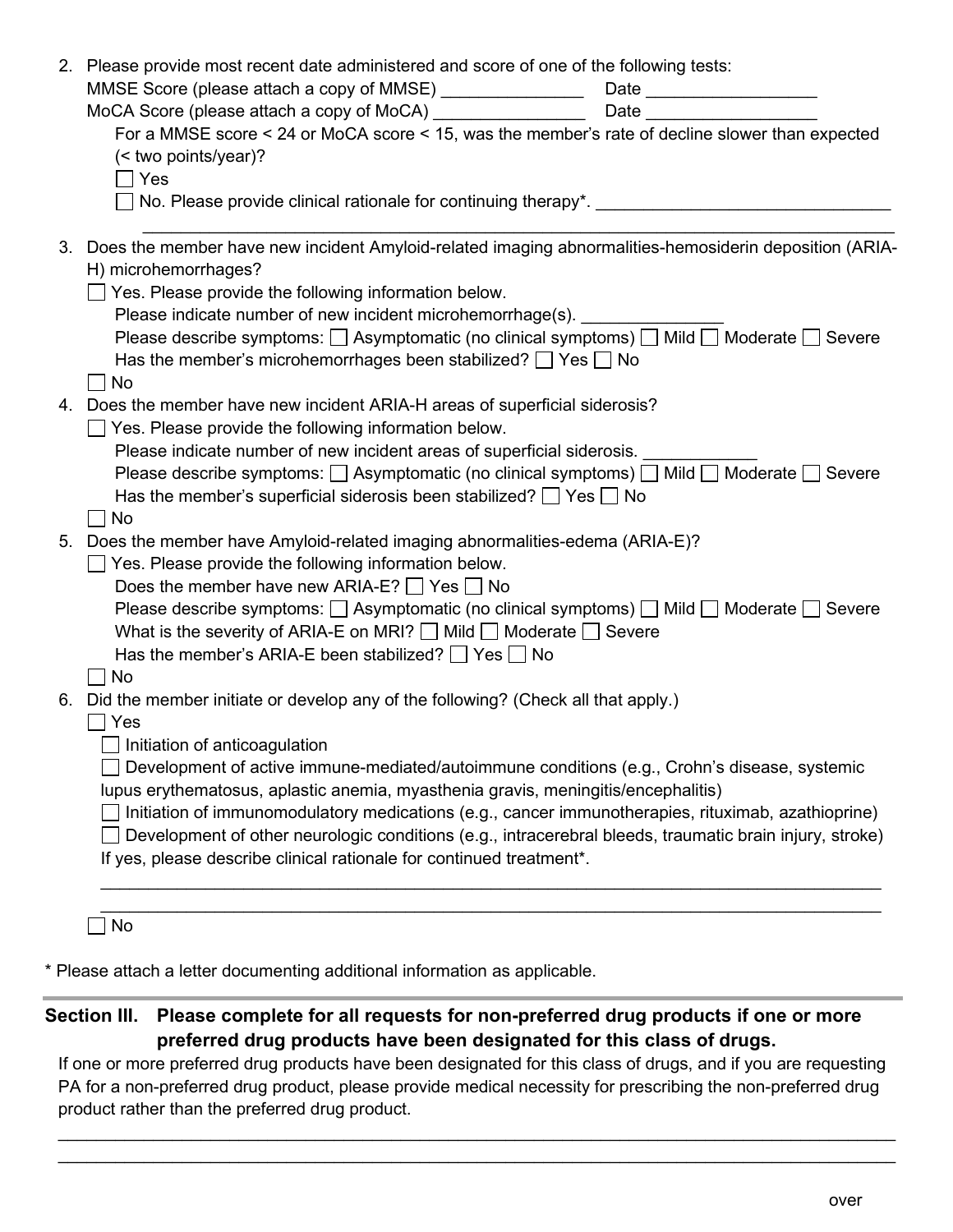2. Please provide most recent date administered and score of one of the following tests:
   MMSE Score (please attach a copy of MMSE) _______________ Date __________________
   MoCA Score (please attach a copy of MoCA) ________________ Date __________________
   For a MMSE score < 24 or MoCA score < 15, was the member's rate of decline slower than expected (< two points/year)?
   ☐ Yes
   ☐ No. Please provide clinical rationale for continuing therapy*. _______________________________
   _________________________________________________________________________________
3. Does the member have new incident Amyloid-related imaging abnormalities-hemosiderin deposition (ARIA-H) microhemorrhages?
   ☐ Yes. Please provide the following information below.
   Please indicate number of new incident microhemorrhage(s). _______________
   Please describe symptoms: ☐ Asymptomatic (no clinical symptoms) ☐ Mild ☐ Moderate ☐ Severe
   Has the member's microhemorrhages been stabilized? ☐ Yes ☐ No
   ☐ No
4. Does the member have new incident ARIA-H areas of superficial siderosis?
   ☐ Yes. Please provide the following information below.
   Please indicate number of new incident areas of superficial siderosis. ____________
   Please describe symptoms: ☐ Asymptomatic (no clinical symptoms) ☐ Mild ☐ Moderate ☐ Severe
   Has the member's superficial siderosis been stabilized? ☐ Yes ☐ No
   ☐ No
5. Does the member have Amyloid-related imaging abnormalities-edema (ARIA-E)?
   ☐ Yes. Please provide the following information below.
   Does the member have new ARIA-E? ☐ Yes ☐ No
   Please describe symptoms: ☐ Asymptomatic (no clinical symptoms) ☐ Mild ☐ Moderate ☐ Severe
   What is the severity of ARIA-E on MRI? ☐ Mild ☐ Moderate ☐ Severe
   Has the member's ARIA-E been stabilized? ☐ Yes ☐ No
   ☐ No
6. Did the member initiate or develop any of the following? (Check all that apply.)
   ☐ Yes
   ☐ Initiation of anticoagulation
   ☐ Development of active immune-mediated/autoimmune conditions (e.g., Crohn's disease, systemic lupus erythematosus, aplastic anemia, myasthenia gravis, meningitis/encephalitis)
   ☐ Initiation of immunomodulatory medications (e.g., cancer immunotherapies, rituximab, azathioprine)
   ☐ Development of other neurologic conditions (e.g., intracerebral bleeds, traumatic brain injury, stroke)
   If yes, please describe clinical rationale for continued treatment*.
   _________________________________________________________________________________
   _________________________________________________________________________________
   ☐ No

\* Please attach a letter documenting additional information as applicable.

## Section III. Please complete for all requests for non-preferred drug products if one or more preferred drug products have been designated for this class of drugs.

If one or more preferred drug products have been designated for this class of drugs, and if you are requesting PA for a non-preferred drug product, please provide medical necessity for prescribing the non-preferred drug product rather than the preferred drug product.

_________________________________________________________________________________________
_________________________________________________________________________________________

over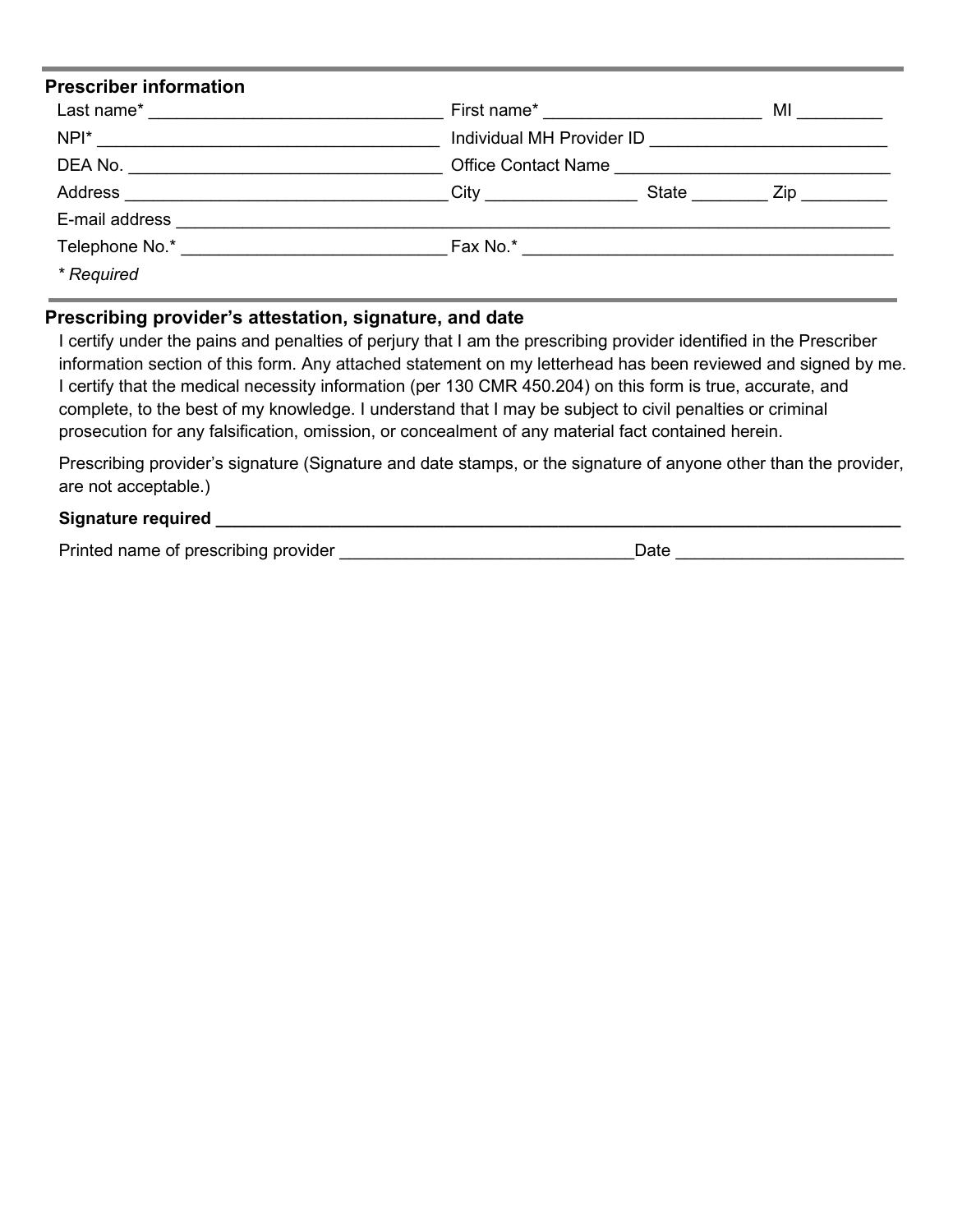## Prescriber information

Last name* _______________________________ First name* _______________________ MI _________

NPI* ____________________________________ Individual MH Provider ID _________________________

DEA No. _________________________________ Office Contact Name _____________________________

Address __________________________________ City ________________ State ________ Zip _________

E-mail address ______________________________________________________________________________

Telephone No.* ____________________________ Fax No.* _______________________________________

*\* Required*

## Prescribing provider’s attestation, signature, and date

I certify under the pains and penalties of perjury that I am the prescribing provider identified in the Prescriber information section of this form. Any attached statement on my letterhead has been reviewed and signed by me. I certify that the medical necessity information (per 130 CMR 450.204) on this form is true, accurate, and complete, to the best of my knowledge. I understand that I may be subject to civil penalties or criminal prosecution for any falsification, omission, or concealment of any material fact contained herein.

Prescribing provider’s signature (Signature and date stamps, or the signature of anyone other than the provider, are not acceptable.)

**Signature required** ___________________________________________________________________________

Printed name of prescribing provider _______________________________Date ________________________